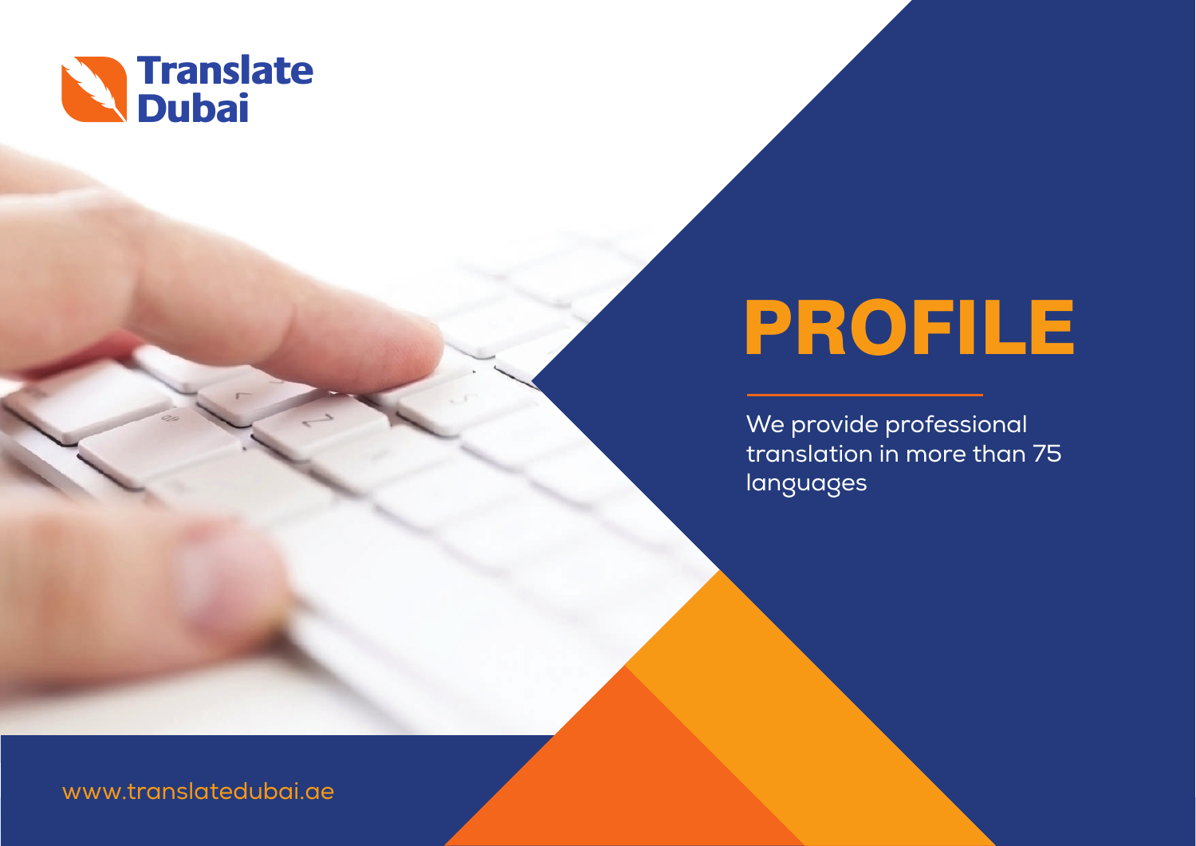Translate Dubai

# PROFILE

We provide professional translation in more than 75 languages

www.translatedubai.ae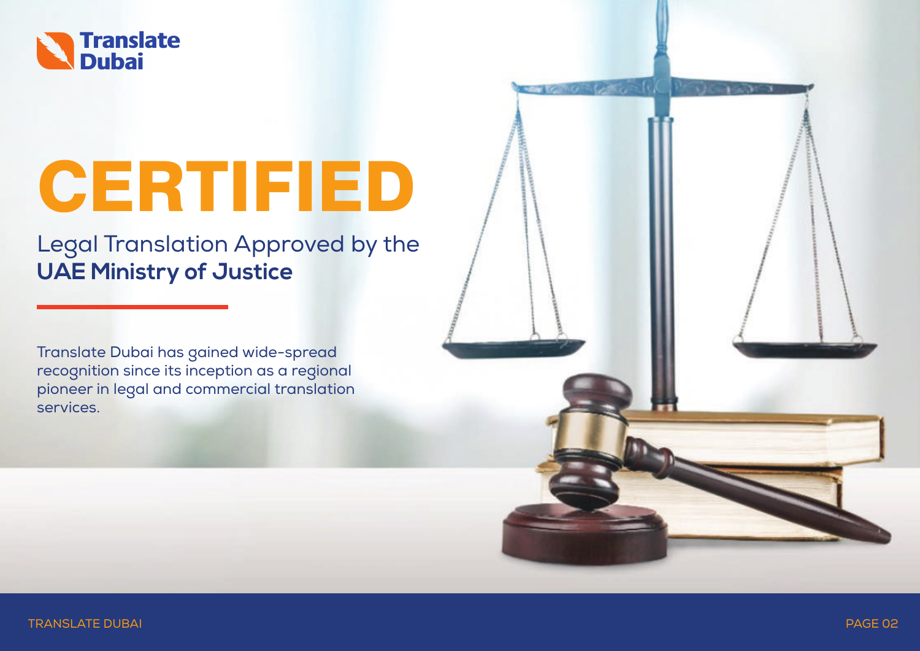Translate Dubai

# CERTIFIED

Legal Translation Approved by the
**UAE Ministry of Justice**

Translate Dubai has gained wide-spread recognition since its inception as a regional pioneer in legal and commercial translation services.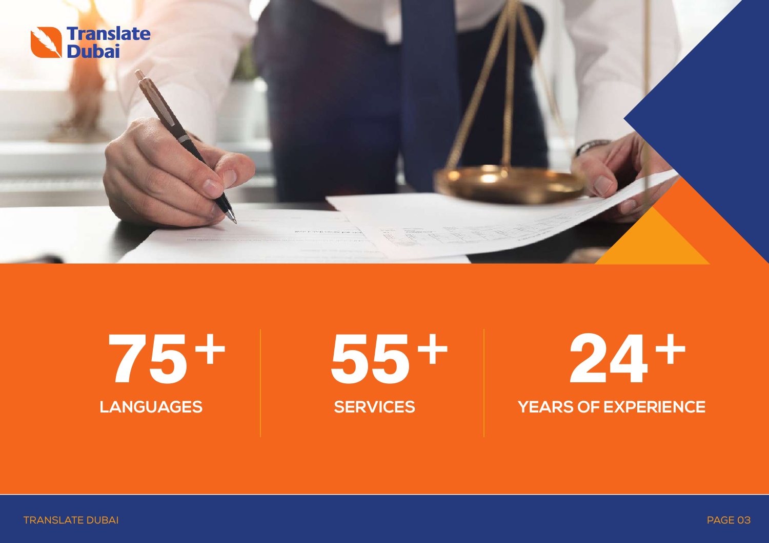# 75+
**LANGUAGES**

# 55+
**SERVICES**

# 24+
**YEARS OF EXPERIENCE**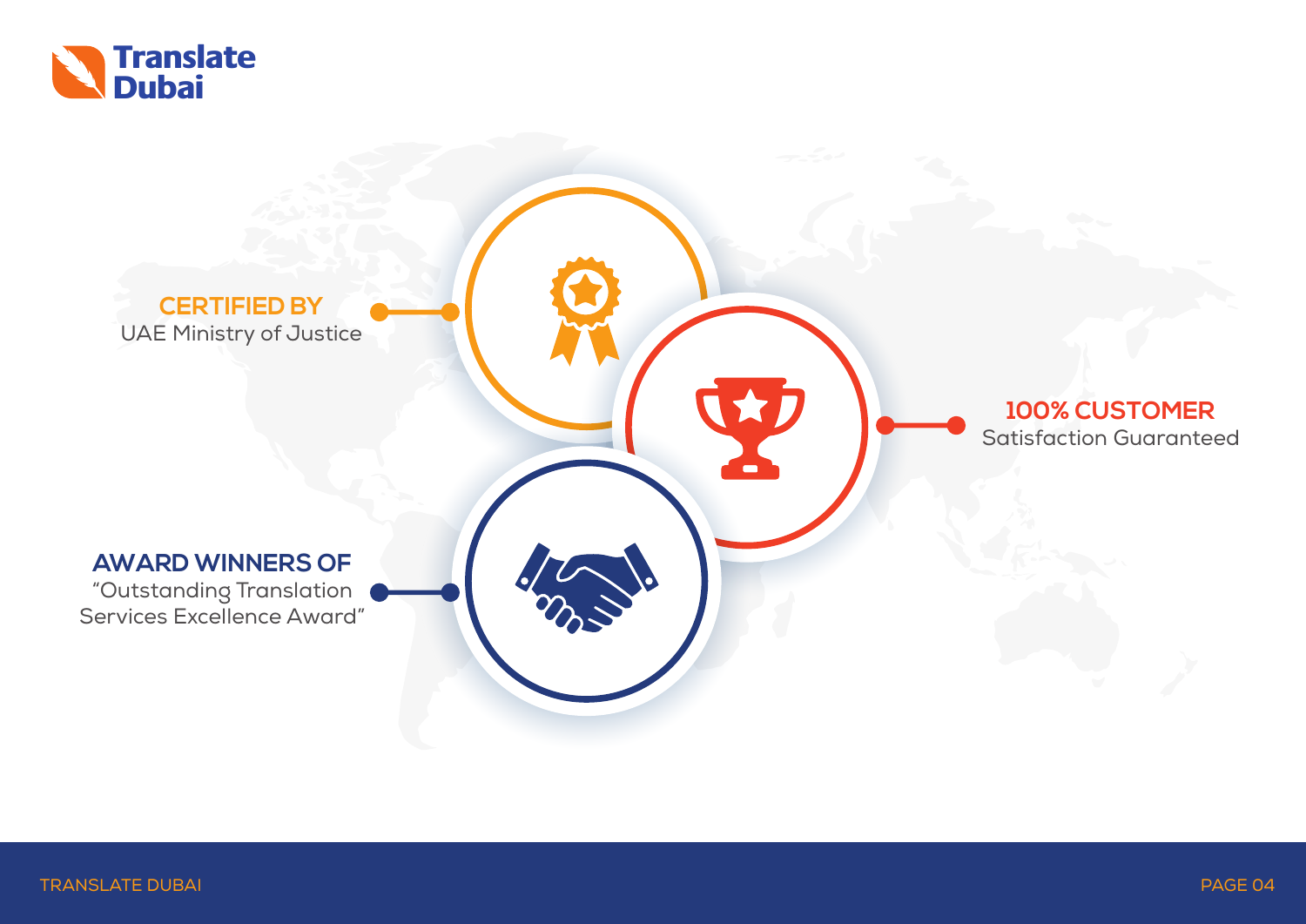**CERTIFIED BY**
UAE Ministry of Justice

**100% CUSTOMER**
Satisfaction Guaranteed

**AWARD WINNERS OF**
“Outstanding Translation Services Excellence Award”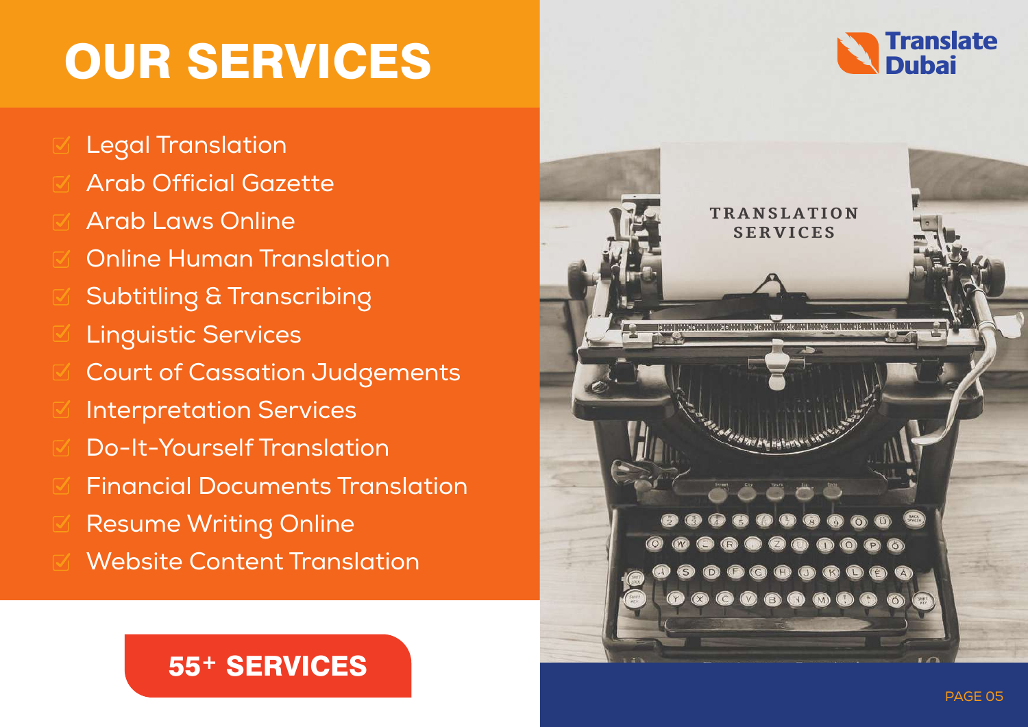# OUR SERVICES

- Legal Translation
- Arab Official Gazette
- Arab Laws Online
- Online Human Translation
- Subtitling & Transcribing
- Linguistic Services
- Court of Cassation Judgements
- Interpretation Services
- Do-It-Yourself Translation
- Financial Documents Translation
- Resume Writing Online
- Website Content Translation

**55+ SERVICES**

Translate Dubai

TRANSLATION SERVICES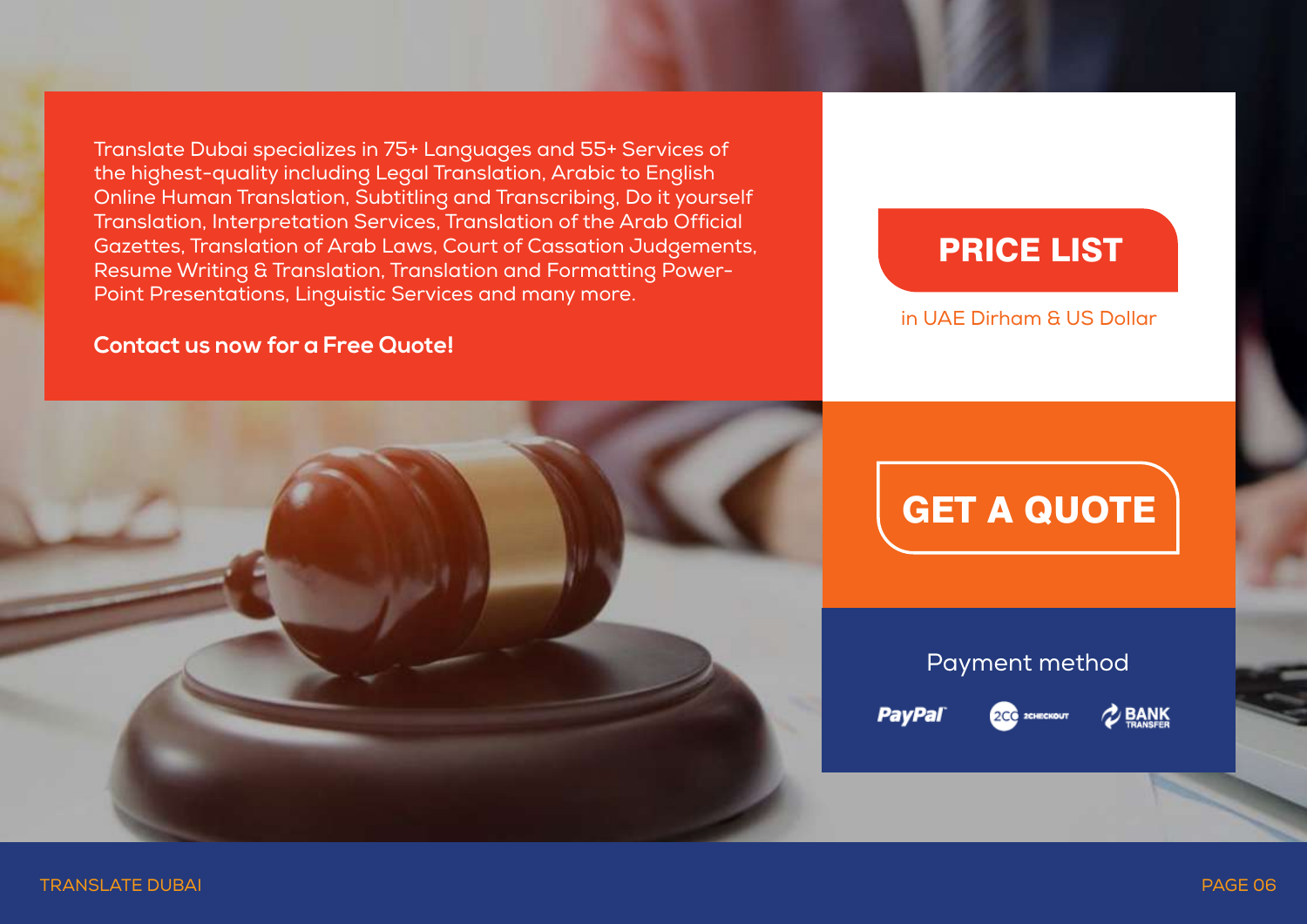Translate Dubai specializes in 75+ Languages and 55+ Services of the highest-quality including Legal Translation, Arabic to English Online Human Translation, Subtitling and Transcribing, Do it yourself Translation, Interpretation Services, Translation of the Arab Official Gazettes, Translation of Arab Laws, Court of Cassation Judgements, Resume Writing & Translation, Translation and Formatting Power-Point Presentations, Linguistic Services and many more.

**Contact us now for a Free Quote!**

# PRICE LIST

in UAE Dirham & US Dollar

## GET A QUOTE

Payment method

PayPal   2CO 2CHECKOUT   BANK TRANSFER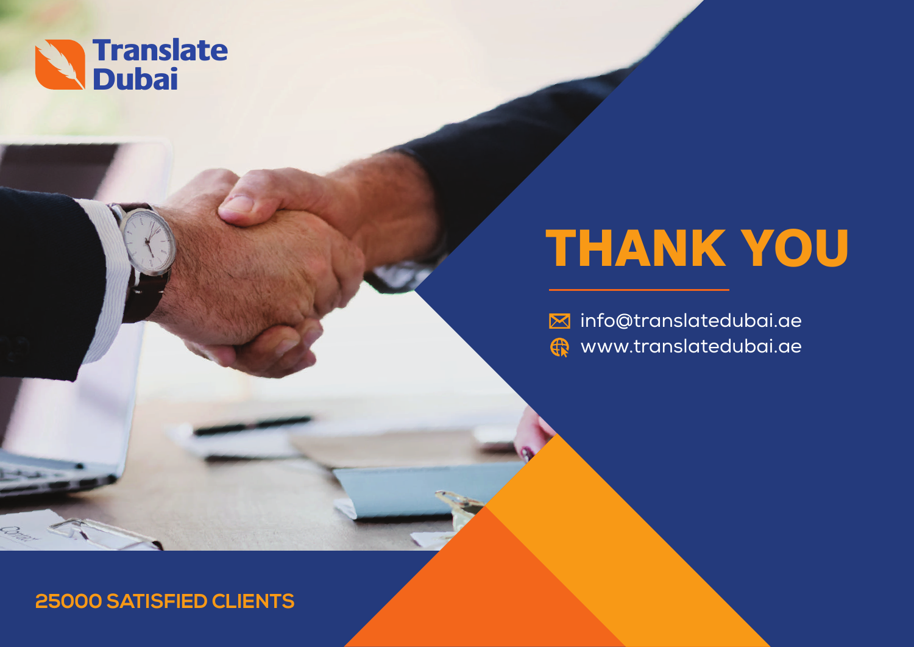Translate Dubai

# THANK YOU

info@translatedubai.ae

www.translatedubai.ae

25000 SATISFIED CLIENTS